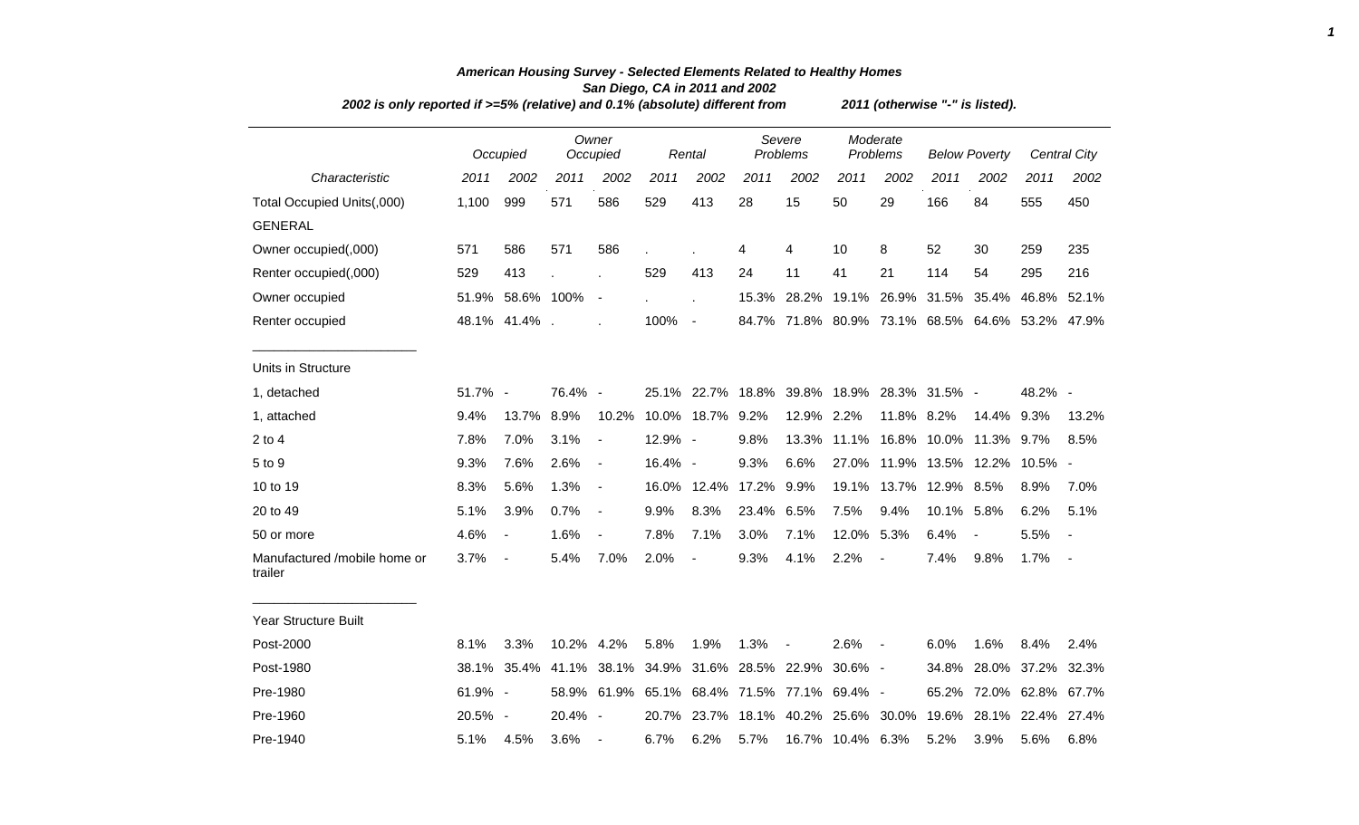# American Housing Survey - Selected Elements Related to Healthy Homes

## San Diego, CA in 2011 and 2002

*2002 is only reported if >=5% (relative) and 0.1% (absolute) different from 2011 (otherwise "-" is listed).*

| Characteristic | Occupied | | Owner Occupied | | Rental | | Severe Problems | | Moderate Problems | | Below Poverty | | Central City | |
|---|---|---|---|---|---|---|---|---|---|---|---|---|---|---|
| | 2011 | 2002 | 2011 | 2002 | 2011 | 2002 | 2011 | 2002 | 2011 | 2002 | 2011 | 2002 | 2011 | 2002 |
| Total Occupied Units(,000) | 1,100 | 999 | 571 | 586 | 529 | 413 | 28 | 15 | 50 | 29 | 166 | 84 | 555 | 450 |
| GENERAL | | | | | | | | | | | | | | |
| Owner occupied(,000) | 571 | 586 | 571 | 586 | . | . | 4 | 4 | 10 | 8 | 52 | 30 | 259 | 235 |
| Renter occupied(,000) | 529 | 413 | . | . | 529 | 413 | 24 | 11 | 41 | 21 | 114 | 54 | 295 | 216 |
| Owner occupied | 51.9% | 58.6% | 100% | - | . | . | 15.3% | 28.2% | 19.1% | 26.9% | 31.5% | 35.4% | 46.8% | 52.1% |
| Renter occupied | 48.1% | 41.4% | . | . | 100% | - | 84.7% | 71.8% | 80.9% | 73.1% | 68.5% | 64.6% | 53.2% | 47.9% |
| Units in Structure | | | | | | | | | | | | | | |
| 1, detached | 51.7% | - | 76.4% | - | 25.1% | 22.7% | 18.8% | 39.8% | 18.9% | 28.3% | 31.5% | - | 48.2% | - |
| 1, attached | 9.4% | 13.7% | 8.9% | 10.2% | 10.0% | 18.7% | 9.2% | 12.9% | 2.2% | 11.8% | 8.2% | 14.4% | 9.3% | 13.2% |
| 2 to 4 | 7.8% | 7.0% | 3.1% | - | 12.9% | - | 9.8% | 13.3% | 11.1% | 16.8% | 10.0% | 11.3% | 9.7% | 8.5% |
| 5 to 9 | 9.3% | 7.6% | 2.6% | - | 16.4% | - | 9.3% | 6.6% | 27.0% | 11.9% | 13.5% | 12.2% | 10.5% | - |
| 10 to 19 | 8.3% | 5.6% | 1.3% | - | 16.0% | 12.4% | 17.2% | 9.9% | 19.1% | 13.7% | 12.9% | 8.5% | 8.9% | 7.0% |
| 20 to 49 | 5.1% | 3.9% | 0.7% | - | 9.9% | 8.3% | 23.4% | 6.5% | 7.5% | 9.4% | 10.1% | 5.8% | 6.2% | 5.1% |
| 50 or more | 4.6% | - | 1.6% | - | 7.8% | 7.1% | 3.0% | 7.1% | 12.0% | 5.3% | 6.4% | - | 5.5% | - |
| Manufactured /mobile home or trailer | 3.7% | - | 5.4% | 7.0% | 2.0% | - | 9.3% | 4.1% | 2.2% | - | 7.4% | 9.8% | 1.7% | - |
| Year Structure Built | | | | | | | | | | | | | | |
| Post-2000 | 8.1% | 3.3% | 10.2% | 4.2% | 5.8% | 1.9% | 1.3% | - | 2.6% | - | 6.0% | 1.6% | 8.4% | 2.4% |
| Post-1980 | 38.1% | 35.4% | 41.1% | 38.1% | 34.9% | 31.6% | 28.5% | 22.9% | 30.6% | - | 34.8% | 28.0% | 37.2% | 32.3% |
| Pre-1980 | 61.9% | - | 58.9% | 61.9% | 65.1% | 68.4% | 71.5% | 77.1% | 69.4% | - | 65.2% | 72.0% | 62.8% | 67.7% |
| Pre-1960 | 20.5% | - | 20.4% | - | 20.7% | 23.7% | 18.1% | 40.2% | 25.6% | 30.0% | 19.6% | 28.1% | 22.4% | 27.4% |
| Pre-1940 | 5.1% | 4.5% | 3.6% | - | 6.7% | 6.2% | 5.7% | 16.7% | 10.4% | 6.3% | 5.2% | 3.9% | 5.6% | 6.8% |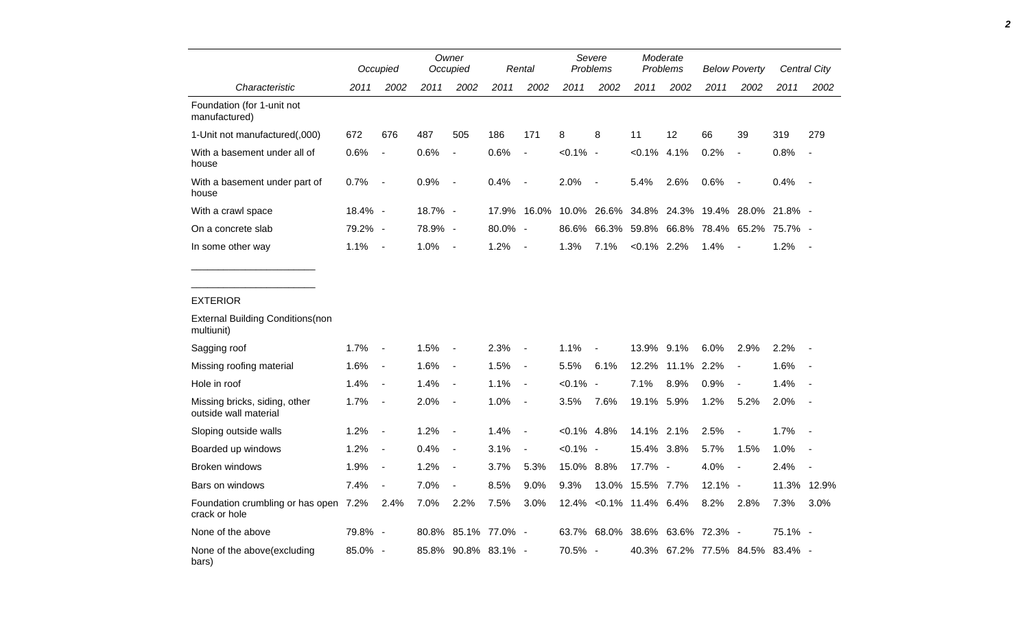| Characteristic | Occupied | | Owner Occupied | | Rental | | Severe Problems | | Moderate Problems | | Below Poverty | | Central City | |
|---|---|---|---|---|---|---|---|---|---|---|---|---|---|---|
| | 2011 | 2002 | 2011 | 2002 | 2011 | 2002 | 2011 | 2002 | 2011 | 2002 | 2011 | 2002 | 2011 | 2002 |
| Foundation (for 1-unit not manufactured) | | | | | | | | | | | | | | |
| 1-Unit not manufactured(,000) | 672 | 676 | 487 | 505 | 186 | 171 | 8 | 8 | 11 | 12 | 66 | 39 | 319 | 279 |
| With a basement under all of house | 0.6% | - | 0.6% | - | 0.6% | - | <0.1% | - | <0.1% | 4.1% | 0.2% | - | 0.8% | - |
| With a basement under part of house | 0.7% | - | 0.9% | - | 0.4% | - | 2.0% | - | 5.4% | 2.6% | 0.6% | - | 0.4% | - |
| With a crawl space | 18.4% | - | 18.7% | - | 17.9% | 16.0% | 10.0% | 26.6% | 34.8% | 24.3% | 19.4% | 28.0% | 21.8% | - |
| On a concrete slab | 79.2% | - | 78.9% | - | 80.0% | - | 86.6% | 66.3% | 59.8% | 66.8% | 78.4% | 65.2% | 75.7% | - |
| In some other way | 1.1% | - | 1.0% | - | 1.2% | - | 1.3% | 7.1% | <0.1% | 2.2% | 1.4% | - | 1.2% | - |
| EXTERIOR | | | | | | | | | | | | | | |
| External Building Conditions(non multiunit) | | | | | | | | | | | | | | |
| Sagging roof | 1.7% | - | 1.5% | - | 2.3% | - | 1.1% | - | 13.9% | 9.1% | 6.0% | 2.9% | 2.2% | - |
| Missing roofing material | 1.6% | - | 1.6% | - | 1.5% | - | 5.5% | 6.1% | 12.2% | 11.1% | 2.2% | - | 1.6% | - |
| Hole in roof | 1.4% | - | 1.4% | - | 1.1% | - | <0.1% | - | 7.1% | 8.9% | 0.9% | - | 1.4% | - |
| Missing bricks, siding, other outside wall material | 1.7% | - | 2.0% | - | 1.0% | - | 3.5% | 7.6% | 19.1% | 5.9% | 1.2% | 5.2% | 2.0% | - |
| Sloping outside walls | 1.2% | - | 1.2% | - | 1.4% | - | <0.1% | 4.8% | 14.1% | 2.1% | 2.5% | - | 1.7% | - |
| Boarded up windows | 1.2% | - | 0.4% | - | 3.1% | - | <0.1% | - | 15.4% | 3.8% | 5.7% | 1.5% | 1.0% | - |
| Broken windows | 1.9% | - | 1.2% | - | 3.7% | 5.3% | 15.0% | 8.8% | 17.7% | - | 4.0% | - | 2.4% | - |
| Bars on windows | 7.4% | - | 7.0% | - | 8.5% | 9.0% | 9.3% | 13.0% | 15.5% | 7.7% | 12.1% | - | 11.3% | 12.9% |
| Foundation crumbling or has open crack or hole | 7.2% | 2.4% | 7.0% | 2.2% | 7.5% | 3.0% | 12.4% | <0.1% | 11.4% | 6.4% | 8.2% | 2.8% | 7.3% | 3.0% |
| None of the above | 79.8% | - | 80.8% | 85.1% | 77.0% | - | 63.7% | 68.0% | 38.6% | 63.6% | 72.3% | - | 75.1% | - |
| None of the above(excluding bars) | 85.0% | - | 85.8% | 90.8% | 83.1% | - | 70.5% | - | 40.3% | 67.2% | 77.5% | 84.5% | 83.4% | - |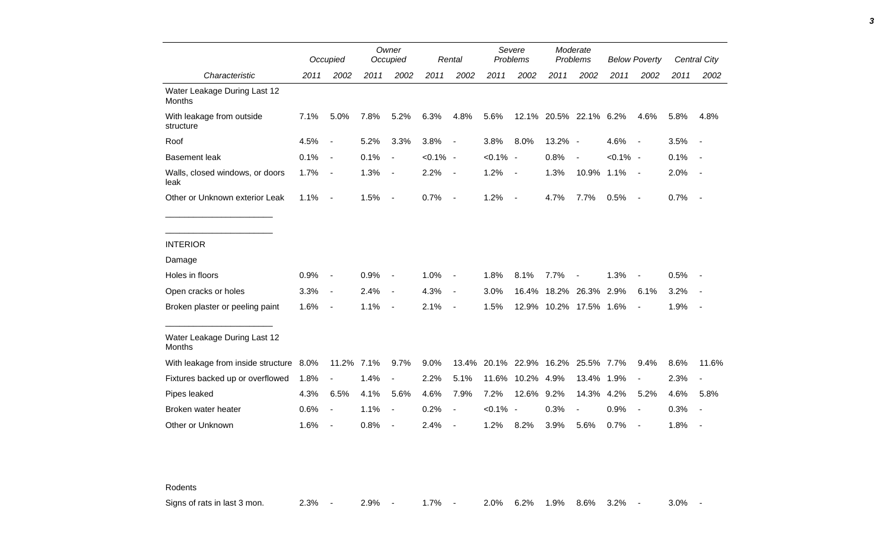| Characteristic | Occupied | | Owner Occupied | | Rental | | Severe Problems | | Moderate Problems | | Below Poverty | | Central City | |
|---|---|---|---|---|---|---|---|---|---|---|---|---|---|---|
| | 2011 | 2002 | 2011 | 2002 | 2011 | 2002 | 2011 | 2002 | 2011 | 2002 | 2011 | 2002 | 2011 | 2002 |
| Water Leakage During Last 12 Months | | | | | | | | | | | | | | |
| With leakage from outside structure | 7.1% | 5.0% | 7.8% | 5.2% | 6.3% | 4.8% | 5.6% | 12.1% | 20.5% | 22.1% | 6.2% | 4.6% | 5.8% | 4.8% |
| Roof | 4.5% | - | 5.2% | 3.3% | 3.8% | - | 3.8% | 8.0% | 13.2% | - | 4.6% | - | 3.5% | - |
| Basement leak | 0.1% | - | 0.1% | - | <0.1% | - | <0.1% | - | 0.8% | - | <0.1% | - | 0.1% | - |
| Walls, closed windows, or doors leak | 1.7% | - | 1.3% | - | 2.2% | - | 1.2% | - | 1.3% | 10.9% | 1.1% | - | 2.0% | - |
| Other or Unknown exterior Leak | 1.1% | - | 1.5% | - | 0.7% | - | 1.2% | - | 4.7% | 7.7% | 0.5% | - | 0.7% | - |
| INTERIOR | | | | | | | | | | | | | | |
| Damage | | | | | | | | | | | | | | |
| Holes in floors | 0.9% | - | 0.9% | - | 1.0% | - | 1.8% | 8.1% | 7.7% | - | 1.3% | - | 0.5% | - |
| Open cracks or holes | 3.3% | - | 2.4% | - | 4.3% | - | 3.0% | 16.4% | 18.2% | 26.3% | 2.9% | 6.1% | 3.2% | - |
| Broken plaster or peeling paint | 1.6% | - | 1.1% | - | 2.1% | - | 1.5% | 12.9% | 10.2% | 17.5% | 1.6% | - | 1.9% | - |
| Water Leakage During Last 12 Months | | | | | | | | | | | | | | |
| With leakage from inside structure | 8.0% | 11.2% | 7.1% | 9.7% | 9.0% | 13.4% | 20.1% | 22.9% | 16.2% | 25.5% | 7.7% | 9.4% | 8.6% | 11.6% |
| Fixtures backed up or overflowed | 1.8% | - | 1.4% | - | 2.2% | 5.1% | 11.6% | 10.2% | 4.9% | 13.4% | 1.9% | - | 2.3% | - |
| Pipes leaked | 4.3% | 6.5% | 4.1% | 5.6% | 4.6% | 7.9% | 7.2% | 12.6% | 9.2% | 14.3% | 4.2% | 5.2% | 4.6% | 5.8% |
| Broken water heater | 0.6% | - | 1.1% | - | 0.2% | - | <0.1% | - | 0.3% | - | 0.9% | - | 0.3% | - |
| Other or Unknown | 1.6% | - | 0.8% | - | 2.4% | - | 1.2% | 8.2% | 3.9% | 5.6% | 0.7% | - | 1.8% | - |
| Rodents | | | | | | | | | | | | | | |
| Signs of rats in last 3 mon. | 2.3% | - | 2.9% | - | 1.7% | - | 2.0% | 6.2% | 1.9% | 8.6% | 3.2% | - | 3.0% | - |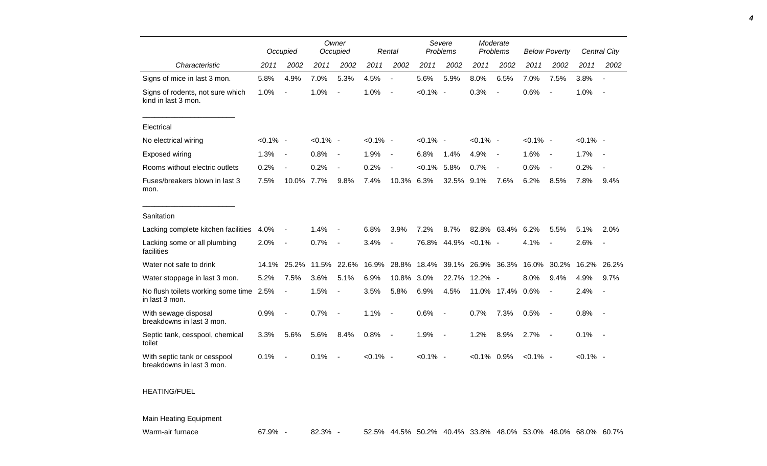| Characteristic | Occupied | | Owner Occupied | | Rental | | Severe Problems | | Moderate Problems | | Below Poverty | | Central City | |
|---|---|---|---|---|---|---|---|---|---|---|---|---|---|---|
| | 2011 | 2002 | 2011 | 2002 | 2011 | 2002 | 2011 | 2002 | 2011 | 2002 | 2011 | 2002 | 2011 | 2002 |
| Signs of mice in last 3 mon. | 5.8% | 4.9% | 7.0% | 5.3% | 4.5% | - | 5.6% | 5.9% | 8.0% | 6.5% | 7.0% | 7.5% | 3.8% | - |
| Signs of rodents, not sure which kind in last 3 mon. | 1.0% | - | 1.0% | - | 1.0% | - | <0.1% | - | 0.3% | - | 0.6% | - | 1.0% | - |
| **Electrical** | | | | | | | | | | | | | | |
| No electrical wiring | <0.1% | - | <0.1% | - | <0.1% | - | <0.1% | - | <0.1% | - | <0.1% | - | <0.1% | - |
| Exposed wiring | 1.3% | - | 0.8% | - | 1.9% | - | 6.8% | 1.4% | 4.9% | - | 1.6% | - | 1.7% | - |
| Rooms without electric outlets | 0.2% | - | 0.2% | - | 0.2% | - | <0.1% | 5.8% | 0.7% | - | 0.6% | - | 0.2% | - |
| Fuses/breakers blown in last 3 mon. | 7.5% | 10.0% | 7.7% | 9.8% | 7.4% | 10.3% | 6.3% | 32.5% | 9.1% | 7.6% | 6.2% | 8.5% | 7.8% | 9.4% |
| **Sanitation** | | | | | | | | | | | | | | |
| Lacking complete kitchen facilities | 4.0% | - | 1.4% | - | 6.8% | 3.9% | 7.2% | 8.7% | 82.8% | 63.4% | 6.2% | 5.5% | 5.1% | 2.0% |
| Lacking some or all plumbing facilities | 2.0% | - | 0.7% | - | 3.4% | - | 76.8% | 44.9% | <0.1% | - | 4.1% | - | 2.6% | - |
| Water not safe to drink | 14.1% | 25.2% | 11.5% | 22.6% | 16.9% | 28.8% | 18.4% | 39.1% | 26.9% | 36.3% | 16.0% | 30.2% | 16.2% | 26.2% |
| Water stoppage in last 3 mon. | 5.2% | 7.5% | 3.6% | 5.1% | 6.9% | 10.8% | 3.0% | 22.7% | 12.2% | - | 8.0% | 9.4% | 4.9% | 9.7% |
| No flush toilets working some time in last 3 mon. | 2.5% | - | 1.5% | - | 3.5% | 5.8% | 6.9% | 4.5% | 11.0% | 17.4% | 0.6% | - | 2.4% | - |
| With sewage disposal breakdowns in last 3 mon. | 0.9% | - | 0.7% | - | 1.1% | - | 0.6% | - | 0.7% | 7.3% | 0.5% | - | 0.8% | - |
| Septic tank, cesspool, chemical toilet | 3.3% | 5.6% | 5.6% | 8.4% | 0.8% | - | 1.9% | - | 1.2% | 8.9% | 2.7% | - | 0.1% | - |
| With septic tank or cesspool breakdowns in last 3 mon. | 0.1% | - | 0.1% | - | <0.1% | - | <0.1% | - | <0.1% | 0.9% | <0.1% | - | <0.1% | - |
| **HEATING/FUEL** | | | | | | | | | | | | | | |
| Main Heating Equipment | | | | | | | | | | | | | | |
| Warm-air furnace | 67.9% | - | 82.3% | - | 52.5% | 44.5% | 50.2% | 40.4% | 33.8% | 48.0% | 53.0% | 48.0% | 68.0% | 60.7% |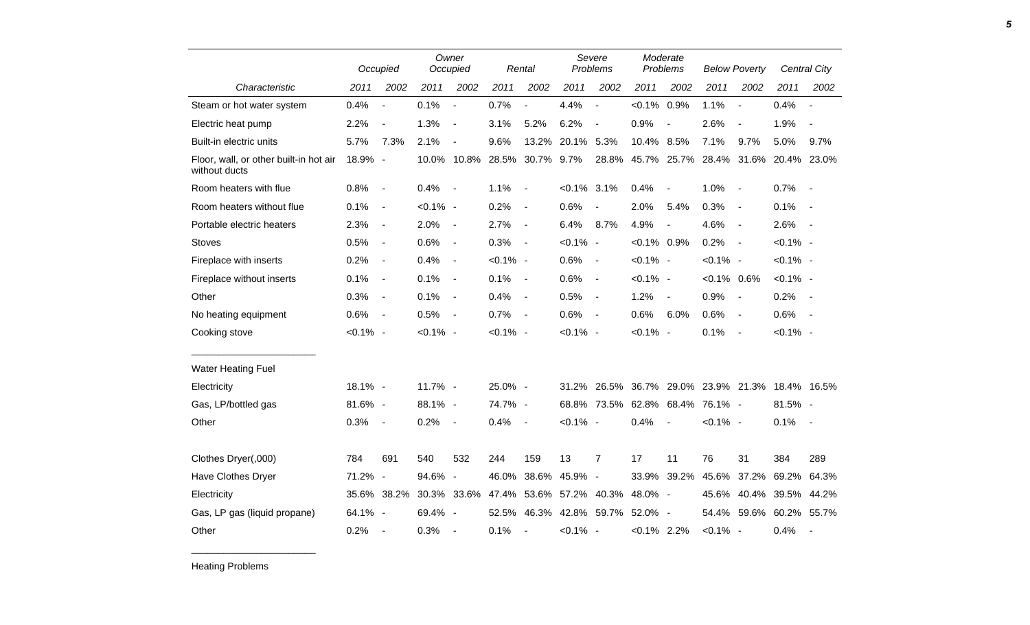| Characteristic | Occupied 2011 | Occupied 2002 | Owner Occupied 2011 | Owner Occupied 2002 | Rental 2011 | Rental 2002 | Severe Problems 2011 | Severe Problems 2002 | Moderate Problems 2011 | Moderate Problems 2002 | Below Poverty 2011 | Below Poverty 2002 | Central City 2011 | Central City 2002 |
|---|---|---|---|---|---|---|---|---|---|---|---|---|---|---|
| Steam or hot water system | 0.4% | - | 0.1% | - | 0.7% | - | 4.4% | - | <0.1% | 0.9% | 1.1% | - | 0.4% | - |
| Electric heat pump | 2.2% | - | 1.3% | - | 3.1% | 5.2% | 6.2% | - | 0.9% | - | 2.6% | - | 1.9% | - |
| Built-in electric units | 5.7% | 7.3% | 2.1% | - | 9.6% | 13.2% | 20.1% | 5.3% | 10.4% | 8.5% | 7.1% | 9.7% | 5.0% | 9.7% |
| Floor, wall, or other built-in hot air without ducts | 18.9% | - | 10.0% | 10.8% | 28.5% | 30.7% | 9.7% | 28.8% | 45.7% | 25.7% | 28.4% | 31.6% | 20.4% | 23.0% |
| Room heaters with flue | 0.8% | - | 0.4% | - | 1.1% | - | <0.1% | 3.1% | 0.4% | - | 1.0% | - | 0.7% | - |
| Room heaters without flue | 0.1% | - | <0.1% | - | 0.2% | - | 0.6% | - | 2.0% | 5.4% | 0.3% | - | 0.1% | - |
| Portable electric heaters | 2.3% | - | 2.0% | - | 2.7% | - | 6.4% | 8.7% | 4.9% | - | 4.6% | - | 2.6% | - |
| Stoves | 0.5% | - | 0.6% | - | 0.3% | - | <0.1% | - | <0.1% | 0.9% | 0.2% | - | <0.1% | - |
| Fireplace with inserts | 0.2% | - | 0.4% | - | <0.1% | - | 0.6% | - | <0.1% | - | <0.1% | - | <0.1% | - |
| Fireplace without inserts | 0.1% | - | 0.1% | - | 0.1% | - | 0.6% | - | <0.1% | - | <0.1% | 0.6% | <0.1% | - |
| Other | 0.3% | - | 0.1% | - | 0.4% | - | 0.5% | - | 1.2% | - | 0.9% | - | 0.2% | - |
| No heating equipment | 0.6% | - | 0.5% | - | 0.7% | - | 0.6% | - | 0.6% | 6.0% | 0.6% | - | 0.6% | - |
| Cooking stove | <0.1% | - | <0.1% | - | <0.1% | - | <0.1% | - | <0.1% | - | 0.1% | - | <0.1% | - |
| **Water Heating Fuel** | | | | | | | | | | | | | | |
| Electricity | 18.1% | - | 11.7% | - | 25.0% | - | 31.2% | 26.5% | 36.7% | 29.0% | 23.9% | 21.3% | 18.4% | 16.5% |
| Gas, LP/bottled gas | 81.6% | - | 88.1% | - | 74.7% | - | 68.8% | 73.5% | 62.8% | 68.4% | 76.1% | - | 81.5% | - |
| Other | 0.3% | - | 0.2% | - | 0.4% | - | <0.1% | - | 0.4% | - | <0.1% | - | 0.1% | - |
| Clothes Dryer(,000) | 784 | 691 | 540 | 532 | 244 | 159 | 13 | 7 | 17 | 11 | 76 | 31 | 384 | 289 |
| Have Clothes Dryer | 71.2% | - | 94.6% | - | 46.0% | 38.6% | 45.9% | - | 33.9% | 39.2% | 45.6% | 37.2% | 69.2% | 64.3% |
| Electricity | 35.6% | 38.2% | 30.3% | 33.6% | 47.4% | 53.6% | 57.2% | 40.3% | 48.0% | - | 45.6% | 40.4% | 39.5% | 44.2% |
| Gas, LP gas (liquid propane) | 64.1% | - | 69.4% | - | 52.5% | 46.3% | 42.8% | 59.7% | 52.0% | - | 54.4% | 59.6% | 60.2% | 55.7% |
| Other | 0.2% | - | 0.3% | - | 0.1% | - | <0.1% | - | <0.1% | 2.2% | <0.1% | - | 0.4% | - |

Heating Problems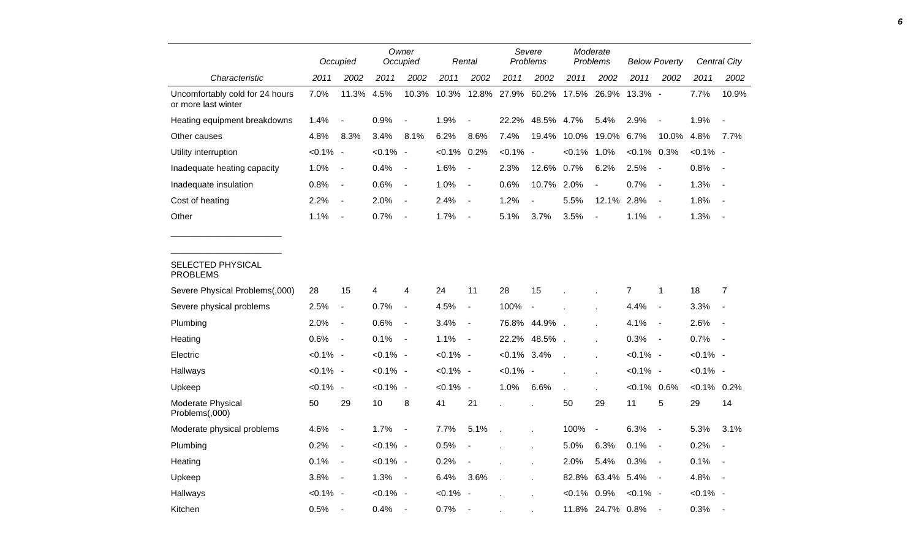| Characteristic | Occupied | | Owner Occupied | | Rental | | Severe Problems | | Moderate Problems | | Below Poverty | | Central City | |
|---|---|---|---|---|---|---|---|---|---|---|---|---|---|---|
| | 2011 | 2002 | 2011 | 2002 | 2011 | 2002 | 2011 | 2002 | 2011 | 2002 | 2011 | 2002 | 2011 | 2002 |
| Uncomfortably cold for 24 hours or more last winter | 7.0% | 11.3% | 4.5% | 10.3% | 10.3% | 12.8% | 27.9% | 60.2% | 17.5% | 26.9% | 13.3% | - | 7.7% | 10.9% |
| Heating equipment breakdowns | 1.4% | - | 0.9% | - | 1.9% | - | 22.2% | 48.5% | 4.7% | 5.4% | 2.9% | - | 1.9% | - |
| Other causes | 4.8% | 8.3% | 3.4% | 8.1% | 6.2% | 8.6% | 7.4% | 19.4% | 10.0% | 19.0% | 6.7% | 10.0% | 4.8% | 7.7% |
| Utility interruption | <0.1% | - | <0.1% | - | <0.1% | 0.2% | <0.1% | - | <0.1% | 1.0% | <0.1% | 0.3% | <0.1% | - |
| Inadequate heating capacity | 1.0% | - | 0.4% | - | 1.6% | - | 2.3% | 12.6% | 0.7% | 6.2% | 2.5% | - | 0.8% | - |
| Inadequate insulation | 0.8% | - | 0.6% | - | 1.0% | - | 0.6% | 10.7% | 2.0% | - | 0.7% | - | 1.3% | - |
| Cost of heating | 2.2% | - | 2.0% | - | 2.4% | - | 1.2% | - | 5.5% | 12.1% | 2.8% | - | 1.8% | - |
| Other | 1.1% | - | 0.7% | - | 1.7% | - | 5.1% | 3.7% | 3.5% | - | 1.1% | - | 1.3% | - |
| SELECTED PHYSICAL PROBLEMS | | | | | | | | | | | | | | |
| Severe Physical Problems(,000) | 28 | 15 | 4 | 4 | 24 | 11 | 28 | 15 | . | . | 7 | 1 | 18 | 7 |
| Severe physical problems | 2.5% | - | 0.7% | - | 4.5% | - | 100% | - | . | . | 4.4% | - | 3.3% | - |
| Plumbing | 2.0% | - | 0.6% | - | 3.4% | - | 76.8% | 44.9% | . | . | 4.1% | - | 2.6% | - |
| Heating | 0.6% | - | 0.1% | - | 1.1% | - | 22.2% | 48.5% | . | . | 0.3% | - | 0.7% | - |
| Electric | <0.1% | - | <0.1% | - | <0.1% | - | <0.1% | 3.4% | . | . | <0.1% | - | <0.1% | - |
| Hallways | <0.1% | - | <0.1% | - | <0.1% | - | <0.1% | - | . | . | <0.1% | - | <0.1% | - |
| Upkeep | <0.1% | - | <0.1% | - | <0.1% | - | 1.0% | 6.6% | . | . | <0.1% | 0.6% | <0.1% | 0.2% |
| Moderate Physical Problems(,000) | 50 | 29 | 10 | 8 | 41 | 21 | . | . | 50 | 29 | 11 | 5 | 29 | 14 |
| Moderate physical problems | 4.6% | - | 1.7% | - | 7.7% | 5.1% | . | . | 100% | - | 6.3% | - | 5.3% | 3.1% |
| Plumbing | 0.2% | - | <0.1% | - | 0.5% | - | . | . | 5.0% | 6.3% | 0.1% | - | 0.2% | - |
| Heating | 0.1% | - | <0.1% | - | 0.2% | - | . | . | 2.0% | 5.4% | 0.3% | - | 0.1% | - |
| Upkeep | 3.8% | - | 1.3% | - | 6.4% | 3.6% | . | . | 82.8% | 63.4% | 5.4% | - | 4.8% | - |
| Hallways | <0.1% | - | <0.1% | - | <0.1% | - | . | . | <0.1% | 0.9% | <0.1% | - | <0.1% | - |
| Kitchen | 0.5% | - | 0.4% | - | 0.7% | - | . | . | 11.8% | 24.7% | 0.8% | - | 0.3% | - |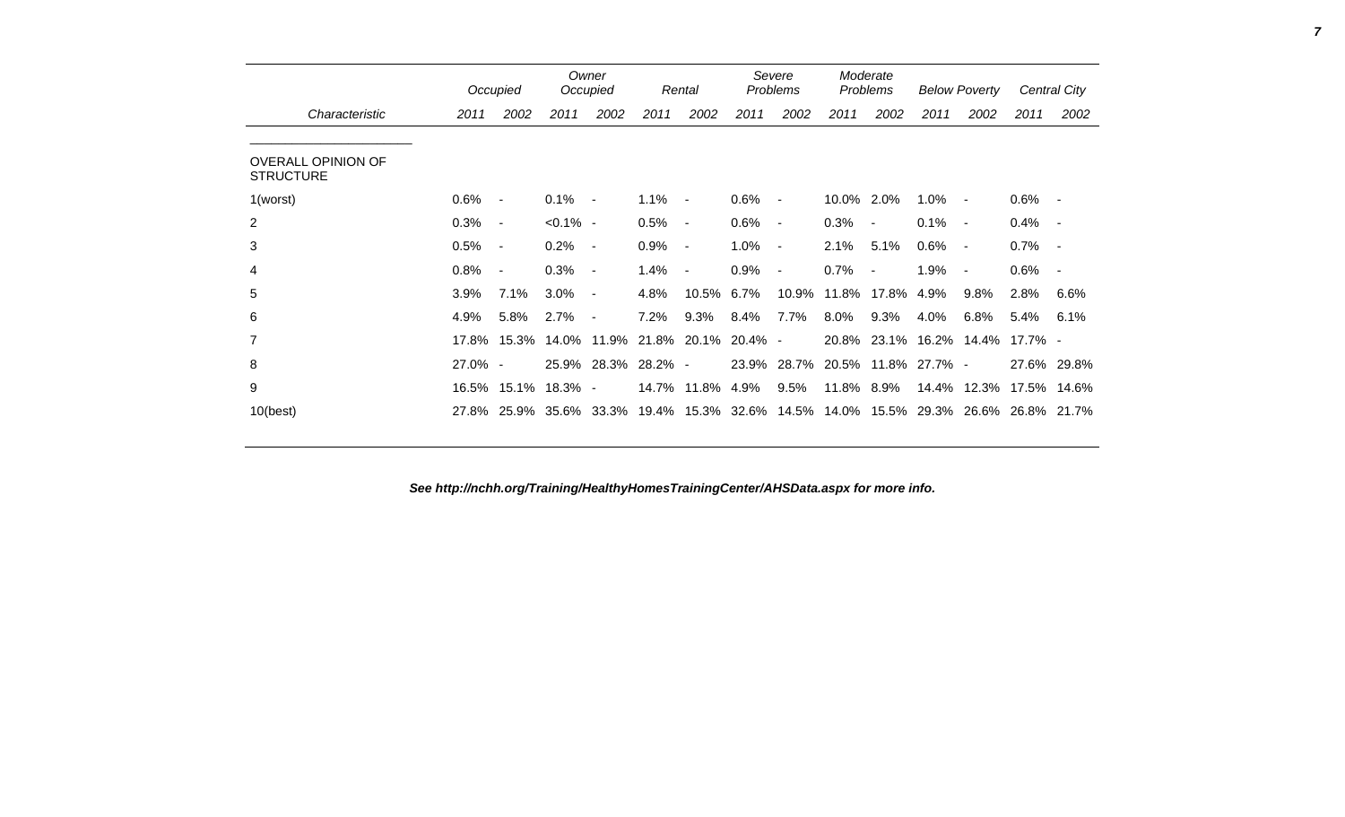| Characteristic | Occupied | | Owner Occupied | | Rental | | Severe Problems | | Moderate Problems | | Below Poverty | | Central City | |
|---|---|---|---|---|---|---|---|---|---|---|---|---|---|---|
| | 2011 | 2002 | 2011 | 2002 | 2011 | 2002 | 2011 | 2002 | 2011 | 2002 | 2011 | 2002 | 2011 | 2002 |
| OVERALL OPINION OF STRUCTURE | | | | | | | | | | | | | | |
| 1(worst) | 0.6% | - | 0.1% | - | 1.1% | - | 0.6% | - | 10.0% | 2.0% | 1.0% | - | 0.6% | - |
| 2 | 0.3% | - | <0.1% | - | 0.5% | - | 0.6% | - | 0.3% | - | 0.1% | - | 0.4% | - |
| 3 | 0.5% | - | 0.2% | - | 0.9% | - | 1.0% | - | 2.1% | 5.1% | 0.6% | - | 0.7% | - |
| 4 | 0.8% | - | 0.3% | - | 1.4% | - | 0.9% | - | 0.7% | - | 1.9% | - | 0.6% | - |
| 5 | 3.9% | 7.1% | 3.0% | - | 4.8% | 10.5% | 6.7% | 10.9% | 11.8% | 17.8% | 4.9% | 9.8% | 2.8% | 6.6% |
| 6 | 4.9% | 5.8% | 2.7% | - | 7.2% | 9.3% | 8.4% | 7.7% | 8.0% | 9.3% | 4.0% | 6.8% | 5.4% | 6.1% |
| 7 | 17.8% | 15.3% | 14.0% | 11.9% | 21.8% | 20.1% | 20.4% | - | 20.8% | 23.1% | 16.2% | 14.4% | 17.7% | - |
| 8 | 27.0% | - | 25.9% | 28.3% | 28.2% | - | 23.9% | 28.7% | 20.5% | 11.8% | 27.7% | - | 27.6% | 29.8% |
| 9 | 16.5% | 15.1% | 18.3% | - | 14.7% | 11.8% | 4.9% | 9.5% | 11.8% | 8.9% | 14.4% | 12.3% | 17.5% | 14.6% |
| 10(best) | 27.8% | 25.9% | 35.6% | 33.3% | 19.4% | 15.3% | 32.6% | 14.5% | 14.0% | 15.5% | 29.3% | 26.6% | 26.8% | 21.7% |

***See http://nchh.org/Training/HealthyHomesTrainingCenter/AHSData.aspx for more info.***